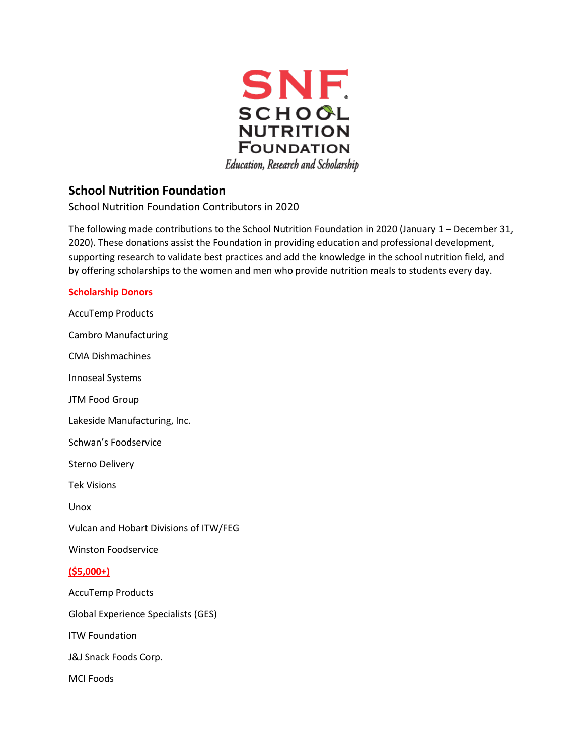# School Nutrition Foundation

School Nutrition Foundation Contributors in 2020

The following made contributions to the School Nutrition Foundation in 2020 (January 1 – December 31, 2020). These donations assist the Foundation in providing education and professional development, supporting research to validate best practices and add the knowledge in the school nutrition field, and by offering scholarships to the women and men who provide nutrition meals to students every day.

**Scholarship Donors**

AccuTemp Products

Cambro Manufacturing

CMA Dishmachines

Innoseal Systems

JTM Food Group

Lakeside Manufacturing, Inc.

Schwan's Foodservice

Sterno Delivery

Tek Visions

Unox

Vulcan and Hobart Divisions of ITW/FEG

Winston Foodservice

**($5,000+)**

AccuTemp Products

Global Experience Specialists (GES)

ITW Foundation

J&J Snack Foods Corp.

MCI Foods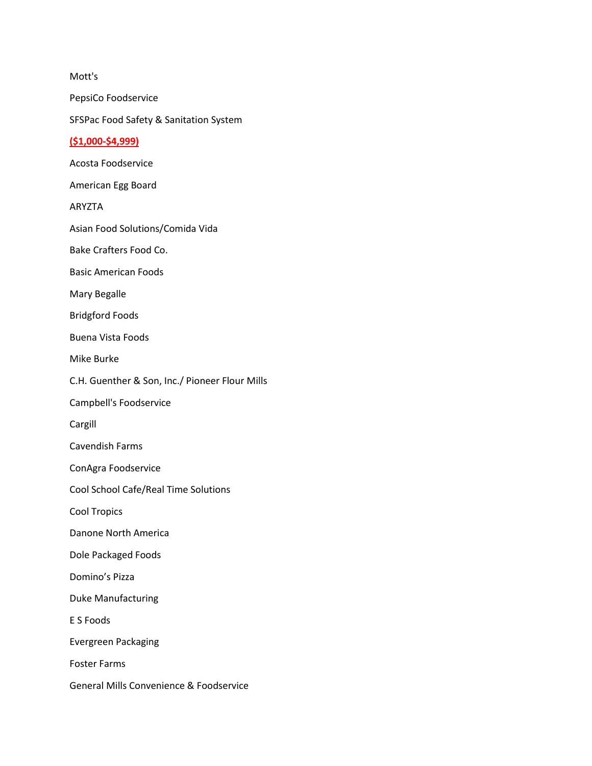Mott's

PepsiCo Foodservice

SFSPac Food Safety & Sanitation System

**($1,000-$4,999)**

Acosta Foodservice

American Egg Board

ARYZTA

Asian Food Solutions/Comida Vida

Bake Crafters Food Co.

Basic American Foods

Mary Begalle

Bridgford Foods

Buena Vista Foods

Mike Burke

C.H. Guenther & Son, Inc./ Pioneer Flour Mills

Campbell's Foodservice

Cargill

Cavendish Farms

ConAgra Foodservice

Cool School Cafe/Real Time Solutions

Cool Tropics

Danone North America

Dole Packaged Foods

Domino’s Pizza

Duke Manufacturing

E S Foods

Evergreen Packaging

Foster Farms

General Mills Convenience & Foodservice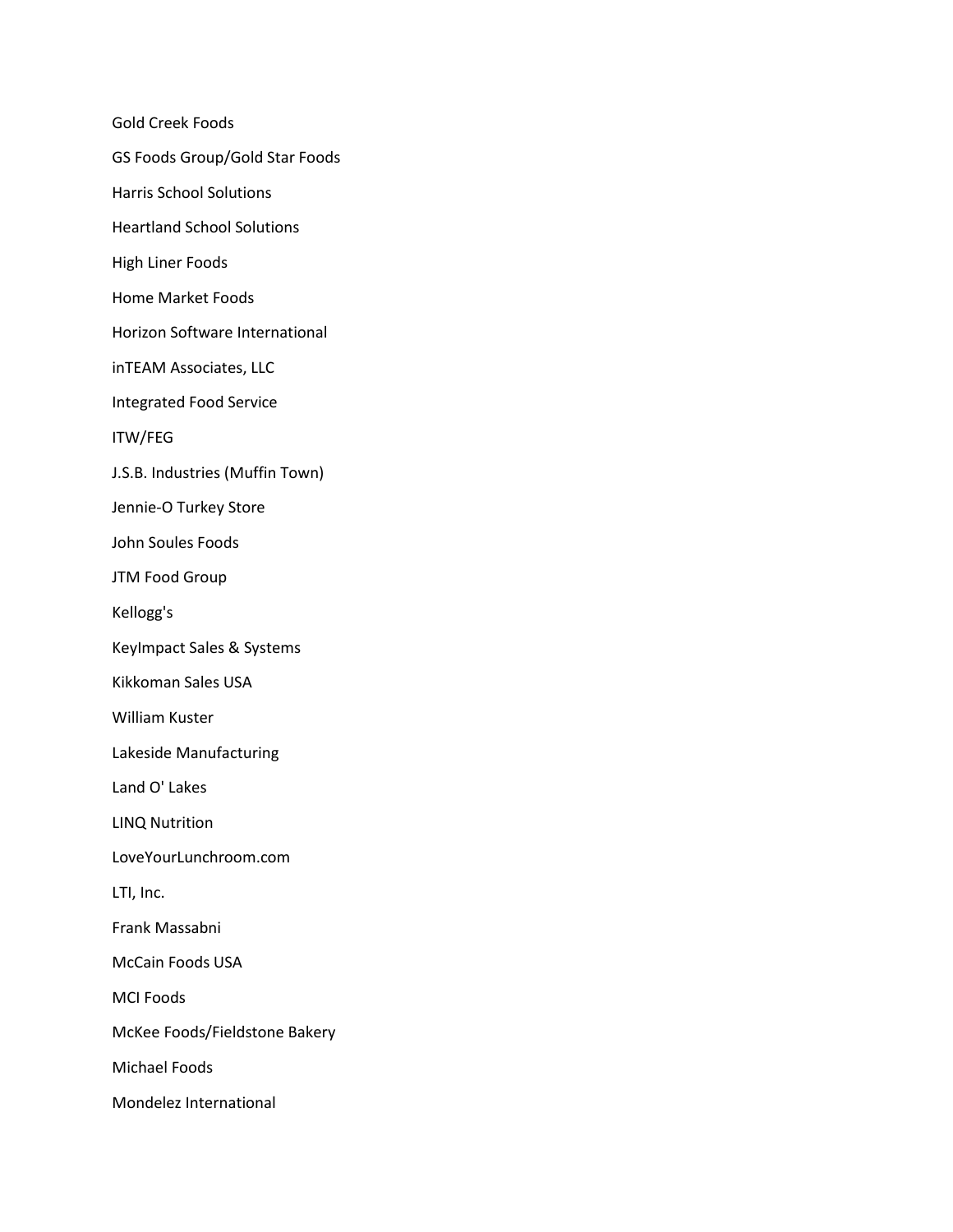Gold Creek Foods

GS Foods Group/Gold Star Foods

Harris School Solutions

Heartland School Solutions

High Liner Foods

Home Market Foods

Horizon Software International

inTEAM Associates, LLC

Integrated Food Service

ITW/FEG

J.S.B. Industries (Muffin Town)

Jennie-O Turkey Store

John Soules Foods

JTM Food Group

Kellogg's

KeyImpact Sales & Systems

Kikkoman Sales USA

William Kuster

Lakeside Manufacturing

Land O' Lakes

LINQ Nutrition

LoveYourLunchroom.com

LTI, Inc.

Frank Massabni

McCain Foods USA

MCI Foods

McKee Foods/Fieldstone Bakery

Michael Foods

Mondelez International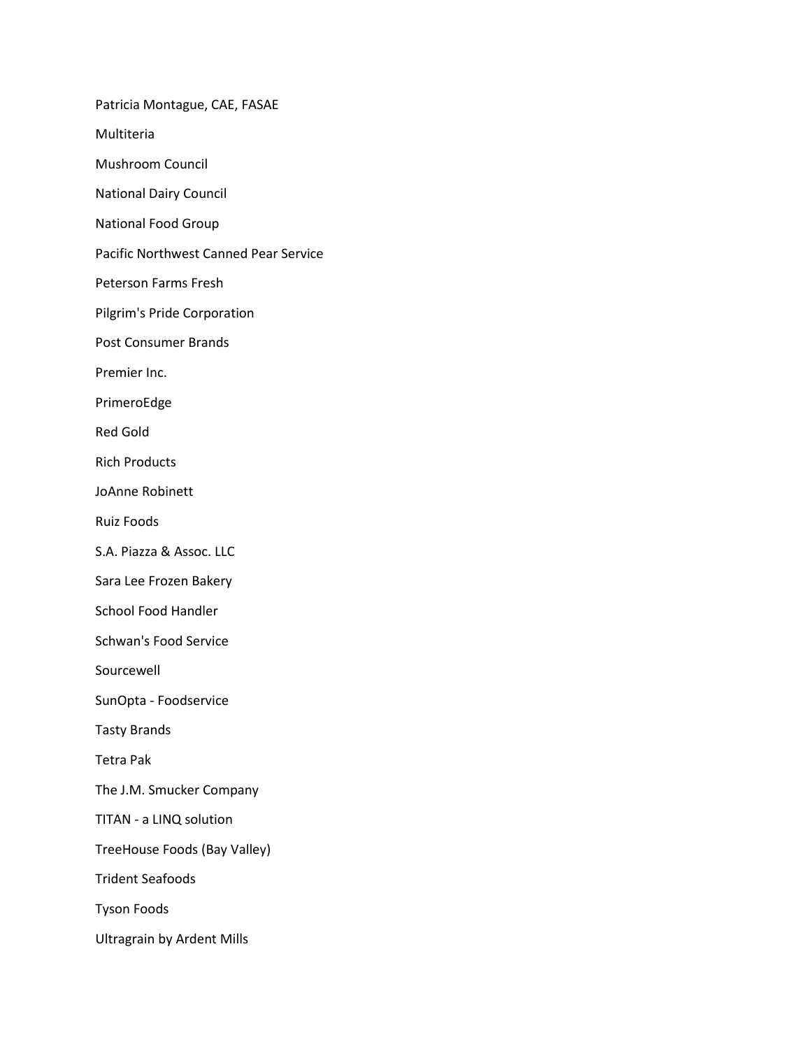Patricia Montague, CAE, FASAE

Multiteria

Mushroom Council

National Dairy Council

National Food Group

Pacific Northwest Canned Pear Service

Peterson Farms Fresh

Pilgrim's Pride Corporation

Post Consumer Brands

Premier Inc.

PrimeroEdge

Red Gold

Rich Products

JoAnne Robinett

Ruiz Foods

S.A. Piazza & Assoc. LLC

Sara Lee Frozen Bakery

School Food Handler

Schwan's Food Service

Sourcewell

SunOpta - Foodservice

Tasty Brands

Tetra Pak

The J.M. Smucker Company

TITAN - a LINQ solution

TreeHouse Foods (Bay Valley)

Trident Seafoods

Tyson Foods

Ultragrain by Ardent Mills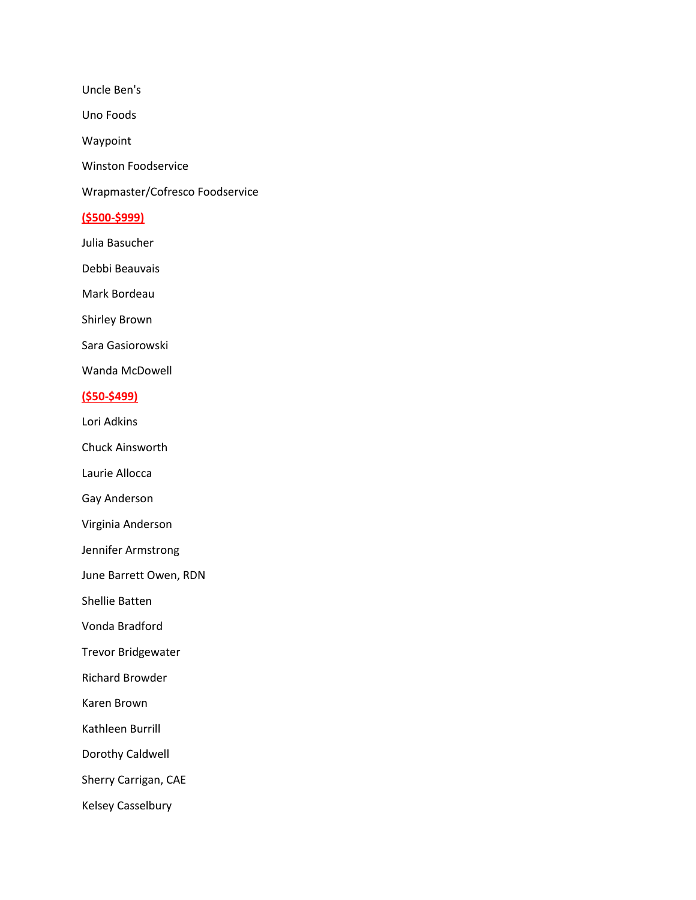Uncle Ben's

Uno Foods

Waypoint

Winston Foodservice

Wrapmaster/Cofresco Foodservice

**($500-$999)**

Julia Basucher

Debbi Beauvais

Mark Bordeau

Shirley Brown

Sara Gasiorowski

Wanda McDowell

**($50-$499)**

Lori Adkins

Chuck Ainsworth

Laurie Allocca

Gay Anderson

Virginia Anderson

Jennifer Armstrong

June Barrett Owen, RDN

Shellie Batten

Vonda Bradford

Trevor Bridgewater

Richard Browder

Karen Brown

Kathleen Burrill

Dorothy Caldwell

Sherry Carrigan, CAE

Kelsey Casselbury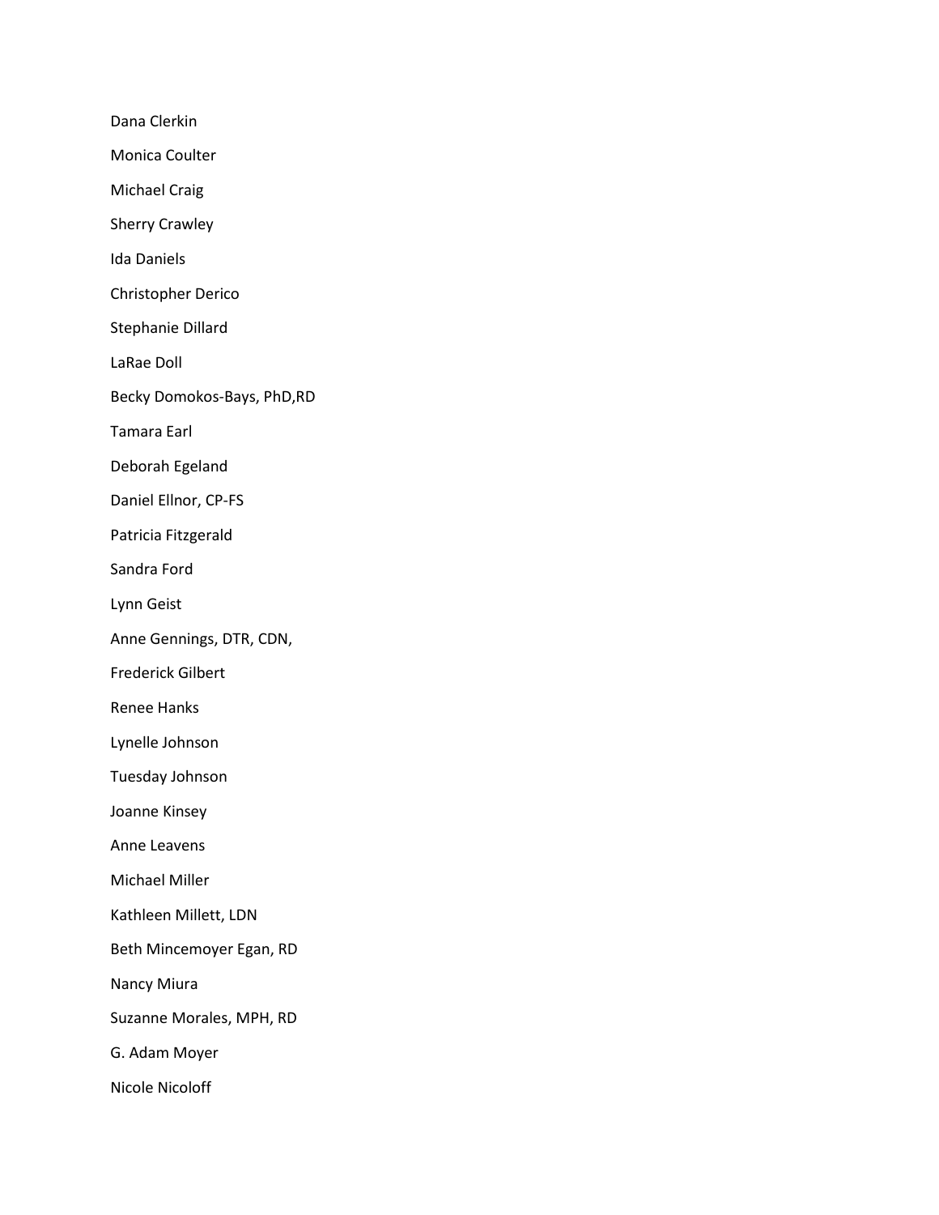Dana Clerkin

Monica Coulter

Michael Craig

Sherry Crawley

Ida Daniels

Christopher Derico

Stephanie Dillard

LaRae Doll

Becky Domokos-Bays, PhD,RD

Tamara Earl

Deborah Egeland

Daniel Ellnor, CP-FS

Patricia Fitzgerald

Sandra Ford

Lynn Geist

Anne Gennings, DTR, CDN,

Frederick Gilbert

Renee Hanks

Lynelle Johnson

Tuesday Johnson

Joanne Kinsey

Anne Leavens

Michael Miller

Kathleen Millett, LDN

Beth Mincemoyer Egan, RD

Nancy Miura

Suzanne Morales, MPH, RD

G. Adam Moyer

Nicole Nicoloff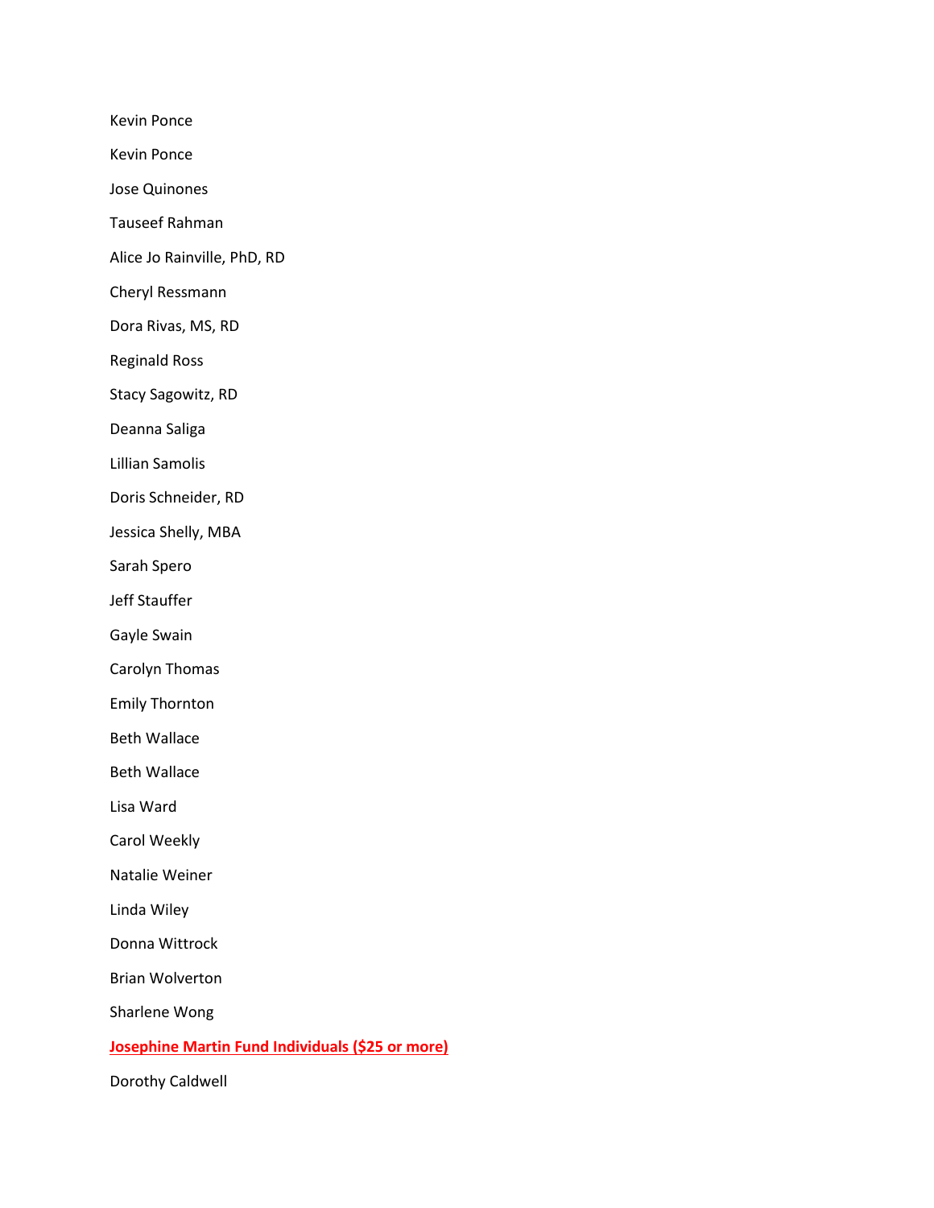Kevin Ponce

Kevin Ponce

Jose Quinones

Tauseef Rahman

Alice Jo Rainville, PhD, RD

Cheryl Ressmann

Dora Rivas, MS, RD

Reginald Ross

Stacy Sagowitz, RD

Deanna Saliga

Lillian Samolis

Doris Schneider, RD

Jessica Shelly, MBA

Sarah Spero

Jeff Stauffer

Gayle Swain

Carolyn Thomas

Emily Thornton

Beth Wallace

Beth Wallace

Lisa Ward

Carol Weekly

Natalie Weiner

Linda Wiley

Donna Wittrock

Brian Wolverton

Sharlene Wong

**Josephine Martin Fund Individuals ($25 or more)**

Dorothy Caldwell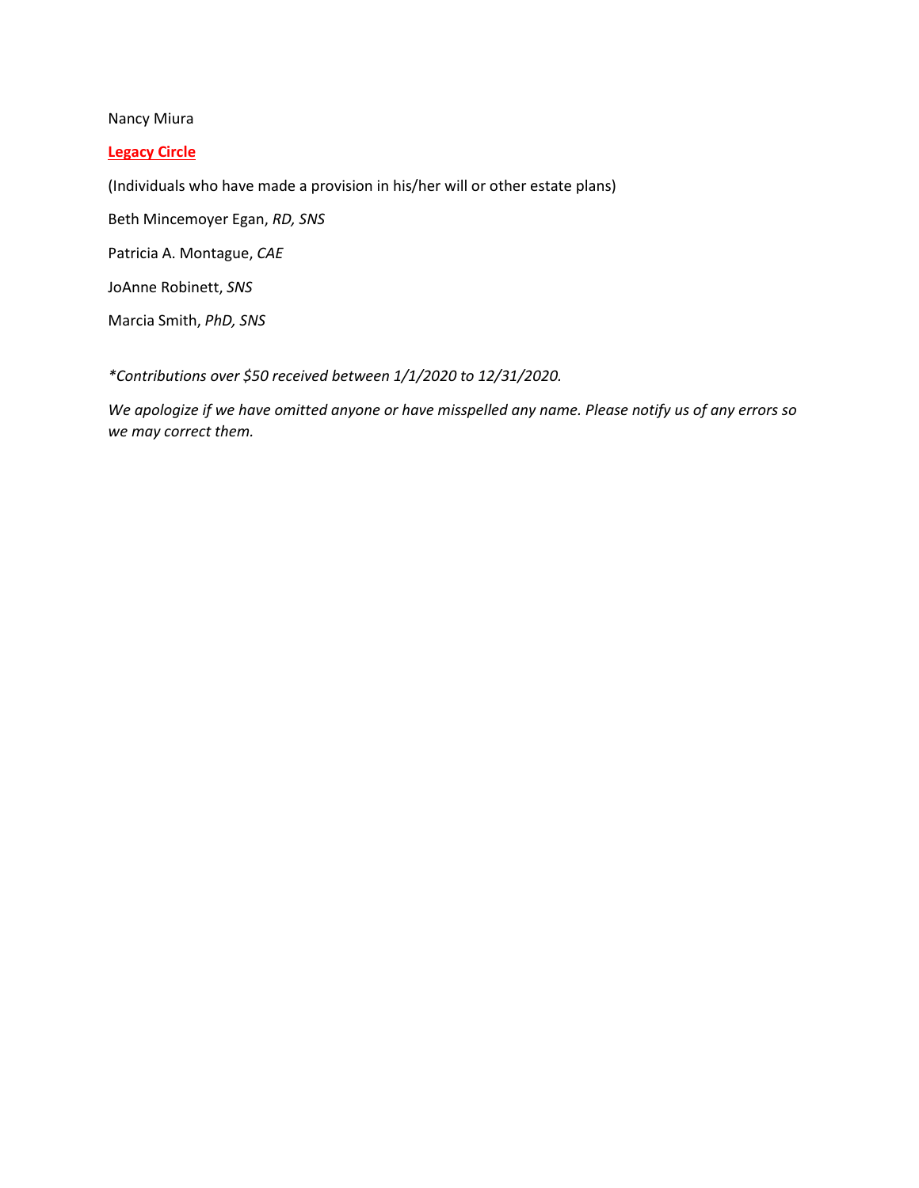Nancy Miura

## Legacy Circle

(Individuals who have made a provision in his/her will or other estate plans)

Beth Mincemoyer Egan, *RD, SNS*

Patricia A. Montague, *CAE*

JoAnne Robinett, *SNS*

Marcia Smith, *PhD, SNS*

*\*Contributions over $50 received between 1/1/2020 to 12/31/2020.*

*We apologize if we have omitted anyone or have misspelled any name. Please notify us of any errors so we may correct them.*